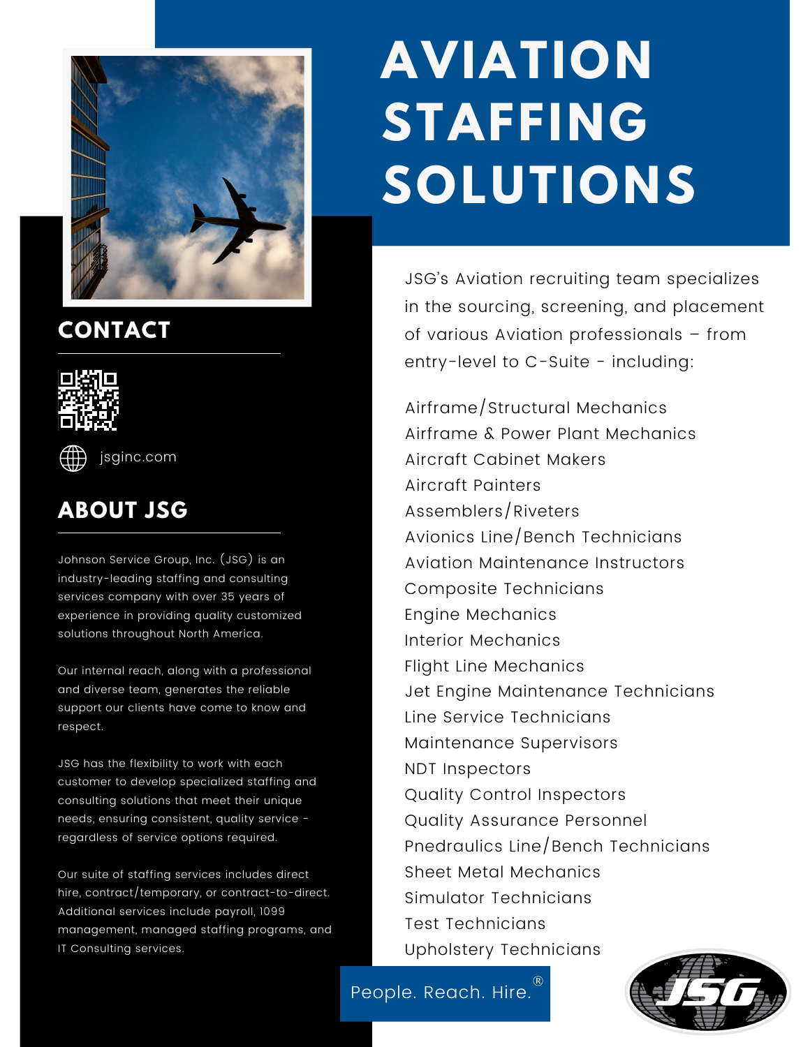# AVIATION STAFFING SOLUTIONS

JSG's Aviation recruiting team specializes in the sourcing, screening, and placement of various Aviation professionals – from entry-level to C-Suite - including:

Airframe/Structural Mechanics
Airframe & Power Plant Mechanics
Aircraft Cabinet Makers
Aircraft Painters
Assemblers/Riveters
Avionics Line/Bench Technicians
Aviation Maintenance Instructors
Composite Technicians
Engine Mechanics
Interior Mechanics
Flight Line Mechanics
Jet Engine Maintenance Technicians
Line Service Technicians
Maintenance Supervisors
NDT Inspectors
Quality Control Inspectors
Quality Assurance Personnel
Pnedraulics Line/Bench Technicians
Sheet Metal Mechanics
Simulator Technicians
Test Technicians
Upholstery Technicians

## CONTACT

jsginc.com

## ABOUT JSG

Johnson Service Group, Inc. (JSG) is an industry-leading staffing and consulting services company with over 35 years of experience in providing quality customized solutions throughout North America.

Our internal reach, along with a professional and diverse team, generates the reliable support our clients have come to know and respect.

JSG has the flexibility to work with each customer to develop specialized staffing and consulting solutions that meet their unique needs, ensuring consistent, quality service - regardless of service options required.

Our suite of staffing services includes direct hire, contract/temporary, or contract-to-direct. Additional services include payroll, 1099 management, managed staffing programs, and IT Consulting services.

People. Reach. Hire.®

JSG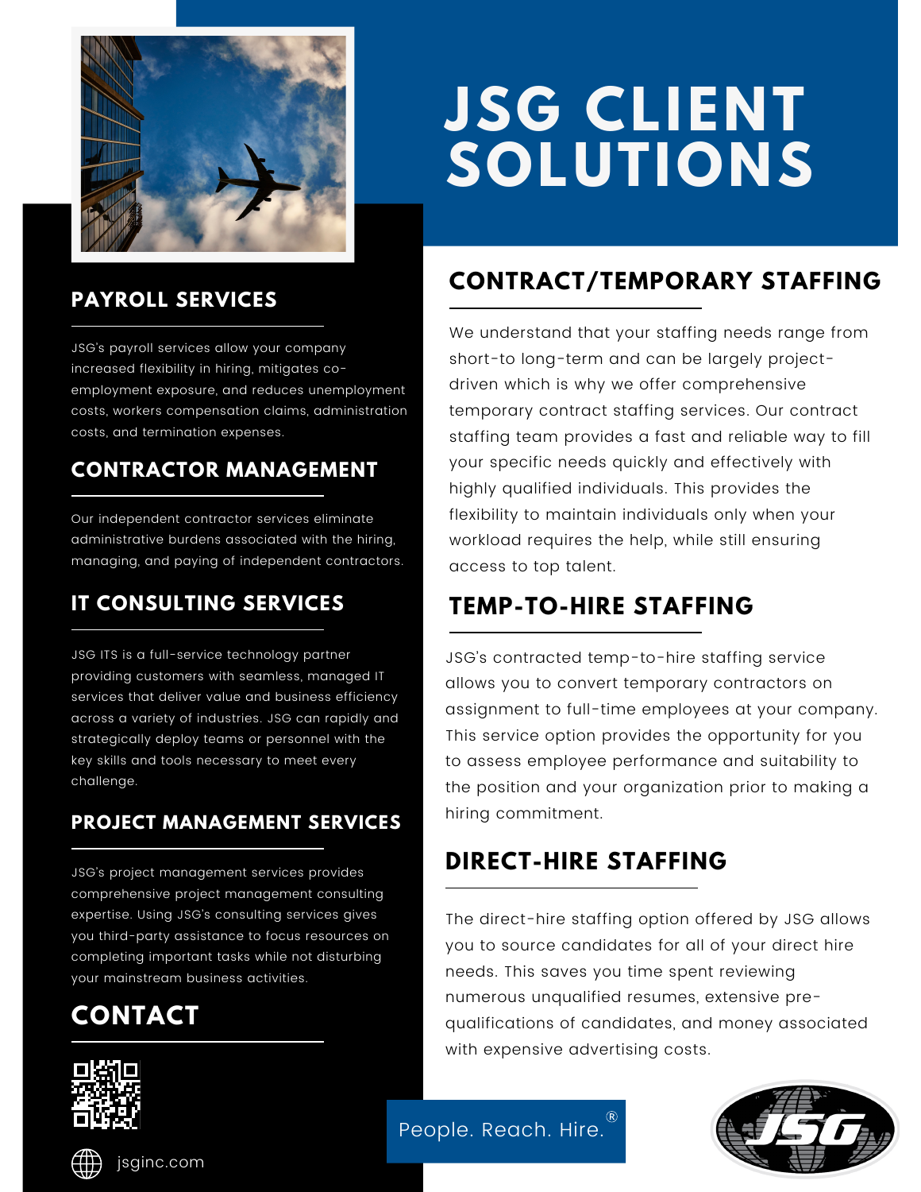# JSG CLIENT SOLUTIONS

## PAYROLL SERVICES

JSG's payroll services allow your company increased flexibility in hiring, mitigates co-employment exposure, and reduces unemployment costs, workers compensation claims, administration costs, and termination expenses.

## CONTRACTOR MANAGEMENT

Our independent contractor services eliminate administrative burdens associated with the hiring, managing, and paying of independent contractors.

## IT CONSULTING SERVICES

JSG ITS is a full-service technology partner providing customers with seamless, managed IT services that deliver value and business efficiency across a variety of industries. JSG can rapidly and strategically deploy teams or personnel with the key skills and tools necessary to meet every challenge.

## PROJECT MANAGEMENT SERVICES

JSG's project management services provides comprehensive project management consulting expertise. Using JSG's consulting services gives you third-party assistance to focus resources on completing important tasks while not disturbing your mainstream business activities.

## CONTACT

jsginc.com

## CONTRACT/TEMPORARY STAFFING

We understand that your staffing needs range from short-to long-term and can be largely project-driven which is why we offer comprehensive temporary contract staffing services. Our contract staffing team provides a fast and reliable way to fill your specific needs quickly and effectively with highly qualified individuals. This provides the flexibility to maintain individuals only when your workload requires the help, while still ensuring access to top talent.

## TEMP-TO-HIRE STAFFING

JSG's contracted temp-to-hire staffing service allows you to convert temporary contractors on assignment to full-time employees at your company. This service option provides the opportunity for you to assess employee performance and suitability to the position and your organization prior to making a hiring commitment.

## DIRECT-HIRE STAFFING

The direct-hire staffing option offered by JSG allows you to source candidates for all of your direct hire needs. This saves you time spent reviewing numerous unqualified resumes, extensive pre-qualifications of candidates, and money associated with expensive advertising costs.

People. Reach. Hire.®